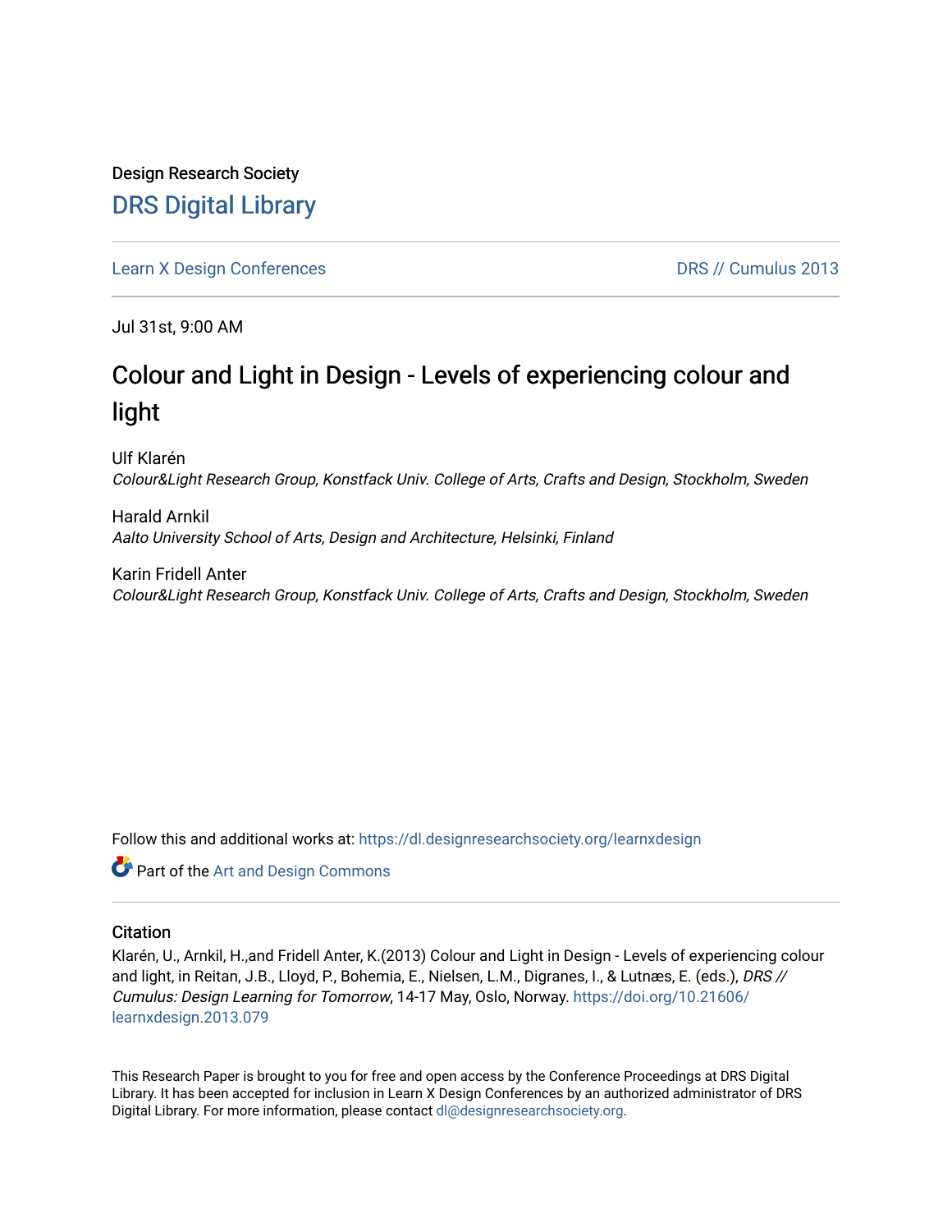Design Research Society

# DRS Digital Library

Learn X Design Conferences

DRS // Cumulus 2013

Jul 31st, 9:00 AM

## Colour and Light in Design - Levels of experiencing colour and light

Ulf Klarén
*Colour&Light Research Group, Konstfack Univ. College of Arts, Crafts and Design, Stockholm, Sweden*

Harald Arnkil
*Aalto University School of Arts, Design and Architecture, Helsinki, Finland*

Karin Fridell Anter
*Colour&Light Research Group, Konstfack Univ. College of Arts, Crafts and Design, Stockholm, Sweden*

Follow this and additional works at: https://dl.designresearchsociety.org/learnxdesign

Part of the Art and Design Commons

### Citation

Klarén, U., Arnkil, H.,and Fridell Anter, K.(2013) Colour and Light in Design - Levels of experiencing colour and light, in Reitan, J.B., Lloyd, P., Bohemia, E., Nielsen, L.M., Digranes, I., & Lutnæs, E. (eds.), *DRS // Cumulus: Design Learning for Tomorrow*, 14-17 May, Oslo, Norway. https://doi.org/10.21606/learnxdesign.2013.079

This Research Paper is brought to you for free and open access by the Conference Proceedings at DRS Digital Library. It has been accepted for inclusion in Learn X Design Conferences by an authorized administrator of DRS Digital Library. For more information, please contact dl@designresearchsociety.org.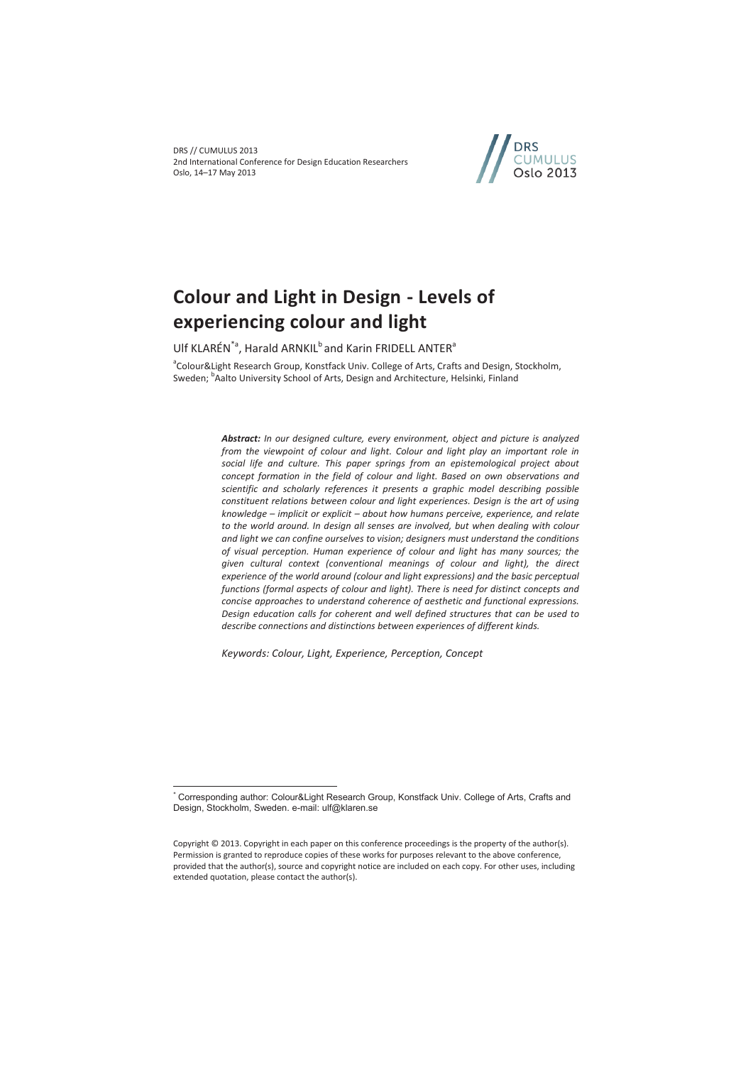# Colour and Light in Design - Levels of experiencing colour and light

Ulf KLARÉN[*a], Harald ARNKIL[b] and Karin FRIDELL ANTER[a]

[a]Colour&Light Research Group, Konstfack Univ. College of Arts, Crafts and Design, Stockholm, Sweden; [b]Aalto University School of Arts, Design and Architecture, Helsinki, Finland

***Abstract:*** *In our designed culture, every environment, object and picture is analyzed from the viewpoint of colour and light. Colour and light play an important role in social life and culture. This paper springs from an epistemological project about concept formation in the field of colour and light. Based on own observations and scientific and scholarly references it presents a graphic model describing possible constituent relations between colour and light experiences. Design is the art of using knowledge – implicit or explicit – about how humans perceive, experience, and relate to the world around. In design all senses are involved, but when dealing with colour and light we can confine ourselves to vision; designers must understand the conditions of visual perception. Human experience of colour and light has many sources; the given cultural context (conventional meanings of colour and light), the direct experience of the world around (colour and light expressions) and the basic perceptual functions (formal aspects of colour and light). There is need for distinct concepts and concise approaches to understand coherence of aesthetic and functional expressions. Design education calls for coherent and well defined structures that can be used to describe connections and distinctions between experiences of different kinds.*

*Keywords: Colour, Light, Experience, Perception, Concept*

[*] Corresponding author: Colour&Light Research Group, Konstfack Univ. College of Arts, Crafts and Design, Stockholm, Sweden. e-mail: ulf@klaren.se

Copyright © 2013. Copyright in each paper on this conference proceedings is the property of the author(s). Permission is granted to reproduce copies of these works for purposes relevant to the above conference, provided that the author(s), source and copyright notice are included on each copy. For other uses, including extended quotation, please contact the author(s).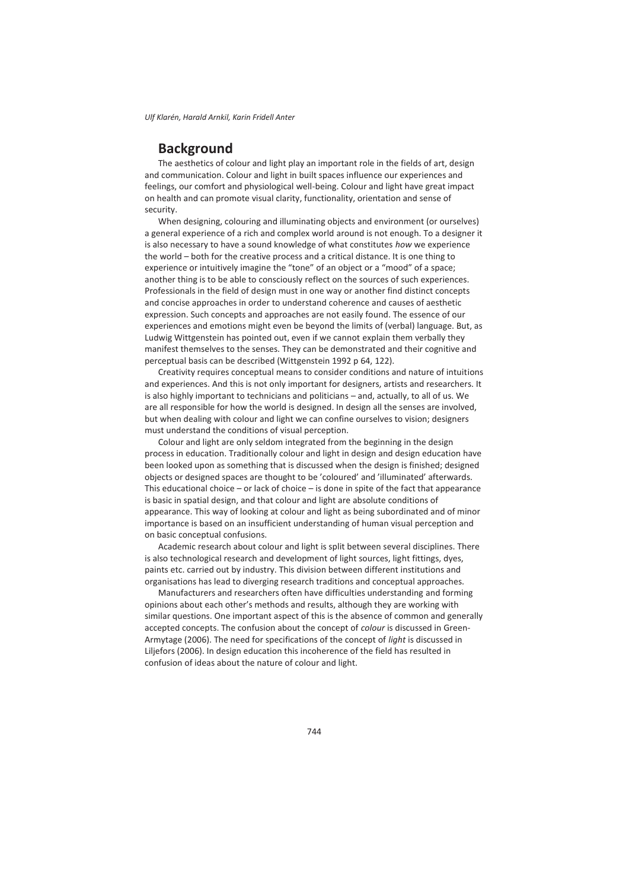## Background

The aesthetics of colour and light play an important role in the fields of art, design and communication. Colour and light in built spaces influence our experiences and feelings, our comfort and physiological well-being. Colour and light have great impact on health and can promote visual clarity, functionality, orientation and sense of security.

When designing, colouring and illuminating objects and environment (or ourselves) a general experience of a rich and complex world around is not enough. To a designer it is also necessary to have a sound knowledge of what constitutes *how* we experience the world – both for the creative process and a critical distance. It is one thing to experience or intuitively imagine the "tone" of an object or a "mood" of a space; another thing is to be able to consciously reflect on the sources of such experiences. Professionals in the field of design must in one way or another find distinct concepts and concise approaches in order to understand coherence and causes of aesthetic expression. Such concepts and approaches are not easily found. The essence of our experiences and emotions might even be beyond the limits of (verbal) language. But, as Ludwig Wittgenstein has pointed out, even if we cannot explain them verbally they manifest themselves to the senses. They can be demonstrated and their cognitive and perceptual basis can be described (Wittgenstein 1992 p 64, 122).

Creativity requires conceptual means to consider conditions and nature of intuitions and experiences. And this is not only important for designers, artists and researchers. It is also highly important to technicians and politicians – and, actually, to all of us. We are all responsible for how the world is designed. In design all the senses are involved, but when dealing with colour and light we can confine ourselves to vision; designers must understand the conditions of visual perception.

Colour and light are only seldom integrated from the beginning in the design process in education. Traditionally colour and light in design and design education have been looked upon as something that is discussed when the design is finished; designed objects or designed spaces are thought to be 'coloured' and 'illuminated' afterwards. This educational choice – or lack of choice – is done in spite of the fact that appearance is basic in spatial design, and that colour and light are absolute conditions of appearance. This way of looking at colour and light as being subordinated and of minor importance is based on an insufficient understanding of human visual perception and on basic conceptual confusions.

Academic research about colour and light is split between several disciplines. There is also technological research and development of light sources, light fittings, dyes, paints etc. carried out by industry. This division between different institutions and organisations has lead to diverging research traditions and conceptual approaches.

Manufacturers and researchers often have difficulties understanding and forming opinions about each other's methods and results, although they are working with similar questions. One important aspect of this is the absence of common and generally accepted concepts. The confusion about the concept of *colour* is discussed in Green-Armytage (2006). The need for specifications of the concept of *light* is discussed in Liljefors (2006). In design education this incoherence of the field has resulted in confusion of ideas about the nature of colour and light.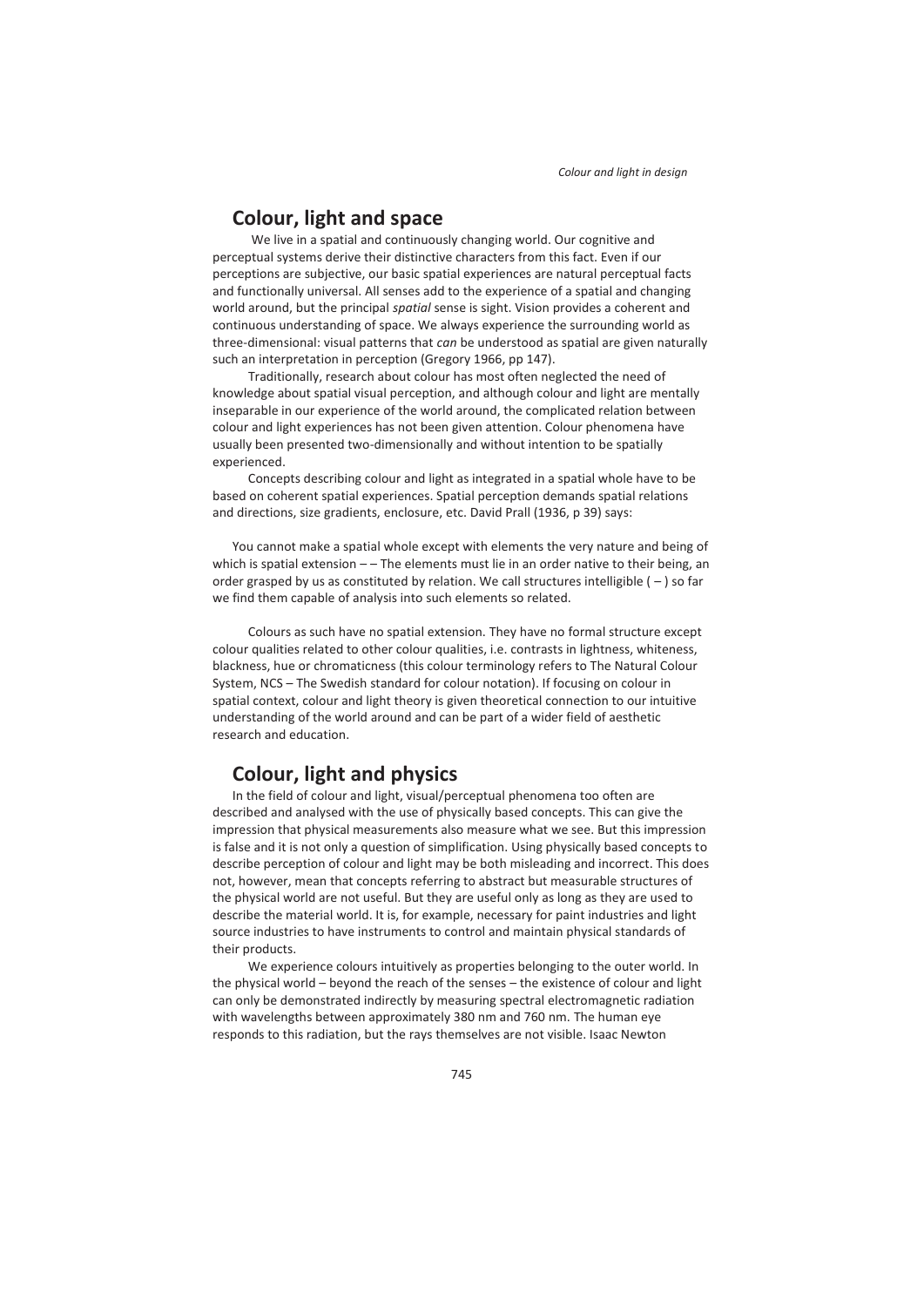## Colour, light and space

We live in a spatial and continuously changing world. Our cognitive and perceptual systems derive their distinctive characters from this fact. Even if our perceptions are subjective, our basic spatial experiences are natural perceptual facts and functionally universal. All senses add to the experience of a spatial and changing world around, but the principal *spatial* sense is sight. Vision provides a coherent and continuous understanding of space. We always experience the surrounding world as three-dimensional: visual patterns that *can* be understood as spatial are given naturally such an interpretation in perception (Gregory 1966, pp 147).

Traditionally, research about colour has most often neglected the need of knowledge about spatial visual perception, and although colour and light are mentally inseparable in our experience of the world around, the complicated relation between colour and light experiences has not been given attention. Colour phenomena have usually been presented two-dimensionally and without intention to be spatially experienced.

Concepts describing colour and light as integrated in a spatial whole have to be based on coherent spatial experiences. Spatial perception demands spatial relations and directions, size gradients, enclosure, etc. David Prall (1936, p 39) says:

> You cannot make a spatial whole except with elements the very nature and being of which is spatial extension – – The elements must lie in an order native to their being, an order grasped by us as constituted by relation. We call structures intelligible ( – ) so far we find them capable of analysis into such elements so related.

Colours as such have no spatial extension. They have no formal structure except colour qualities related to other colour qualities, i.e. contrasts in lightness, whiteness, blackness, hue or chromaticness (this colour terminology refers to The Natural Colour System, NCS – The Swedish standard for colour notation). If focusing on colour in spatial context, colour and light theory is given theoretical connection to our intuitive understanding of the world around and can be part of a wider field of aesthetic research and education.

## Colour, light and physics

In the field of colour and light, visual/perceptual phenomena too often are described and analysed with the use of physically based concepts. This can give the impression that physical measurements also measure what we see. But this impression is false and it is not only a question of simplification. Using physically based concepts to describe perception of colour and light may be both misleading and incorrect. This does not, however, mean that concepts referring to abstract but measurable structures of the physical world are not useful. But they are useful only as long as they are used to describe the material world. It is, for example, necessary for paint industries and light source industries to have instruments to control and maintain physical standards of their products.

We experience colours intuitively as properties belonging to the outer world. In the physical world – beyond the reach of the senses – the existence of colour and light can only be demonstrated indirectly by measuring spectral electromagnetic radiation with wavelengths between approximately 380 nm and 760 nm. The human eye responds to this radiation, but the rays themselves are not visible. Isaac Newton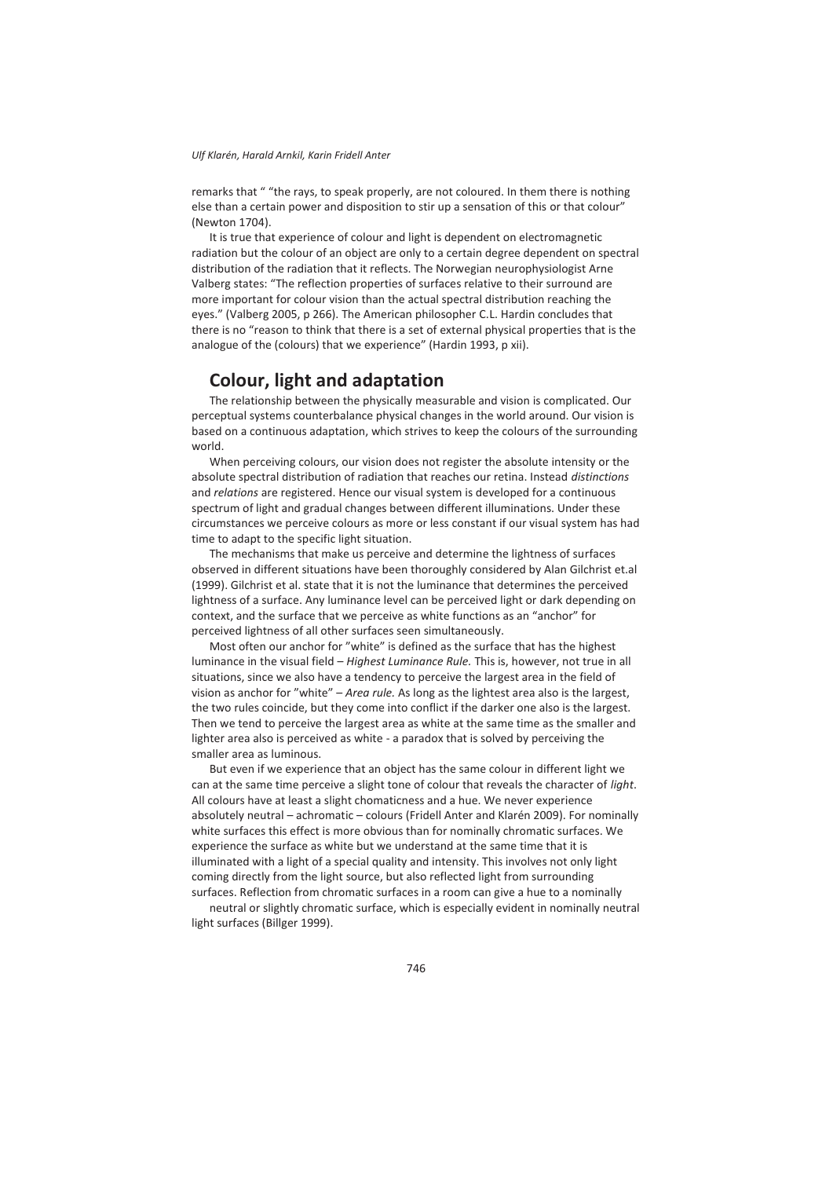remarks that " "the rays, to speak properly, are not coloured. In them there is nothing else than a certain power and disposition to stir up a sensation of this or that colour" (Newton 1704).

It is true that experience of colour and light is dependent on electromagnetic radiation but the colour of an object are only to a certain degree dependent on spectral distribution of the radiation that it reflects. The Norwegian neurophysiologist Arne Valberg states: "The reflection properties of surfaces relative to their surround are more important for colour vision than the actual spectral distribution reaching the eyes." (Valberg 2005, p 266). The American philosopher C.L. Hardin concludes that there is no "reason to think that there is a set of external physical properties that is the analogue of the (colours) that we experience" (Hardin 1993, p xii).

## Colour, light and adaptation

The relationship between the physically measurable and vision is complicated. Our perceptual systems counterbalance physical changes in the world around. Our vision is based on a continuous adaptation, which strives to keep the colours of the surrounding world.

When perceiving colours, our vision does not register the absolute intensity or the absolute spectral distribution of radiation that reaches our retina. Instead *distinctions* and *relations* are registered. Hence our visual system is developed for a continuous spectrum of light and gradual changes between different illuminations. Under these circumstances we perceive colours as more or less constant if our visual system has had time to adapt to the specific light situation.

The mechanisms that make us perceive and determine the lightness of surfaces observed in different situations have been thoroughly considered by Alan Gilchrist et.al (1999). Gilchrist et al. state that it is not the luminance that determines the perceived lightness of a surface. Any luminance level can be perceived light or dark depending on context, and the surface that we perceive as white functions as an "anchor" for perceived lightness of all other surfaces seen simultaneously.

Most often our anchor for "white" is defined as the surface that has the highest luminance in the visual field – *Highest Luminance Rule.* This is, however, not true in all situations, since we also have a tendency to perceive the largest area in the field of vision as anchor for "white" – *Area rule.* As long as the lightest area also is the largest, the two rules coincide, but they come into conflict if the darker one also is the largest. Then we tend to perceive the largest area as white at the same time as the smaller and lighter area also is perceived as white - a paradox that is solved by perceiving the smaller area as luminous.

But even if we experience that an object has the same colour in different light we can at the same time perceive a slight tone of colour that reveals the character of *light*. All colours have at least a slight chomaticness and a hue. We never experience absolutely neutral – achromatic – colours (Fridell Anter and Klarén 2009). For nominally white surfaces this effect is more obvious than for nominally chromatic surfaces. We experience the surface as white but we understand at the same time that it is illuminated with a light of a special quality and intensity. This involves not only light coming directly from the light source, but also reflected light from surrounding surfaces. Reflection from chromatic surfaces in a room can give a hue to a nominally neutral or slightly chromatic surface, which is especially evident in nominally neutral light surfaces (Billger 1999).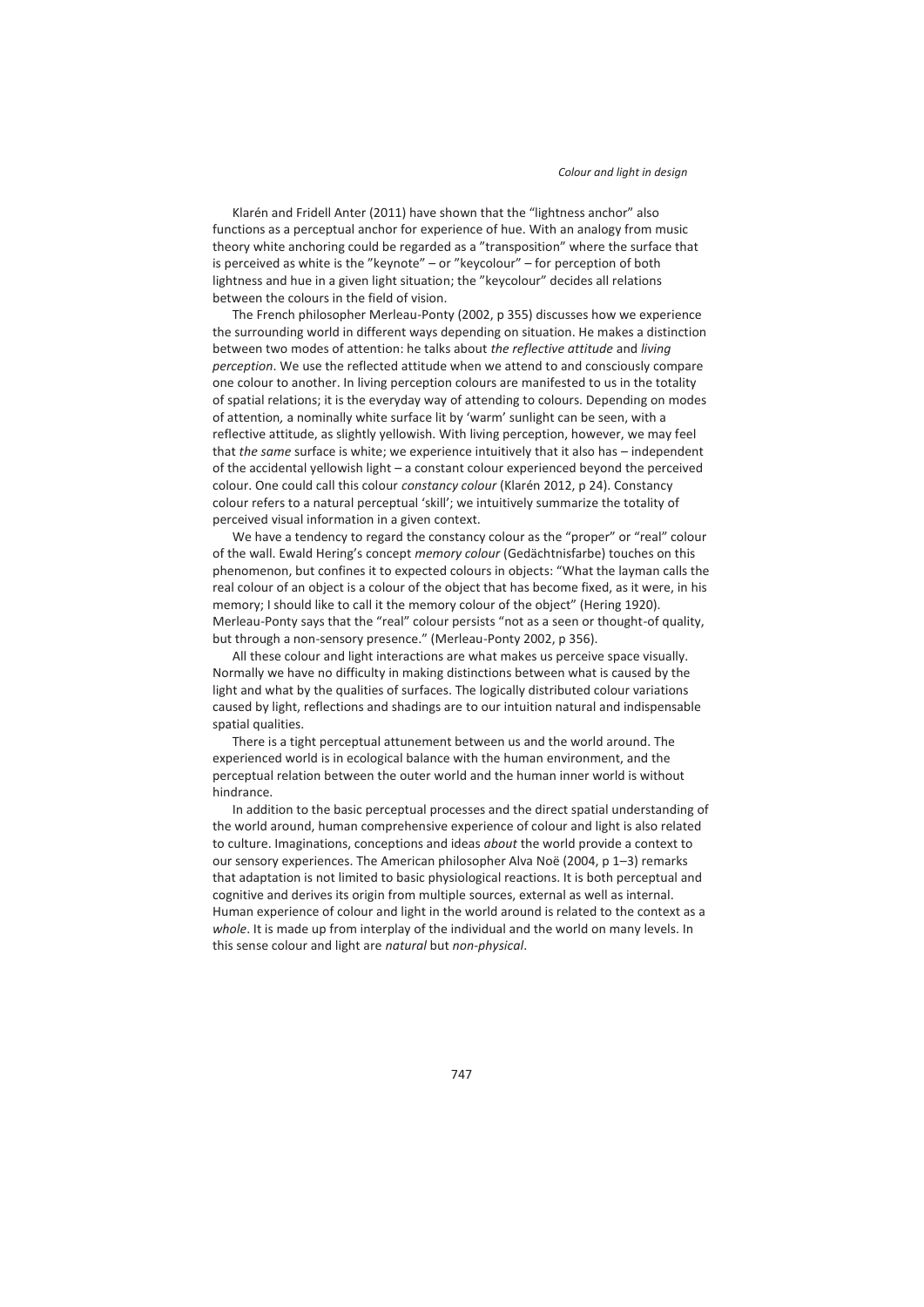Klarén and Fridell Anter (2011) have shown that the "lightness anchor" also functions as a perceptual anchor for experience of hue. With an analogy from music theory white anchoring could be regarded as a "transposition" where the surface that is perceived as white is the "keynote" – or "keycolour" – for perception of both lightness and hue in a given light situation; the "keycolour" decides all relations between the colours in the field of vision.

The French philosopher Merleau-Ponty (2002, p 355) discusses how we experience the surrounding world in different ways depending on situation. He makes a distinction between two modes of attention: he talks about *the reflective attitude* and *living perception*. We use the reflected attitude when we attend to and consciously compare one colour to another. In living perception colours are manifested to us in the totality of spatial relations; it is the everyday way of attending to colours. Depending on modes of attention, a nominally white surface lit by 'warm' sunlight can be seen, with a reflective attitude, as slightly yellowish. With living perception, however, we may feel that *the same* surface is white; we experience intuitively that it also has – independent of the accidental yellowish light – a constant colour experienced beyond the perceived colour. One could call this colour *constancy colour* (Klarén 2012, p 24). Constancy colour refers to a natural perceptual 'skill'; we intuitively summarize the totality of perceived visual information in a given context.

We have a tendency to regard the constancy colour as the "proper" or "real" colour of the wall. Ewald Hering's concept *memory colour* (Gedächtnisfarbe) touches on this phenomenon, but confines it to expected colours in objects: "What the layman calls the real colour of an object is a colour of the object that has become fixed, as it were, in his memory; I should like to call it the memory colour of the object" (Hering 1920). Merleau-Ponty says that the "real" colour persists "not as a seen or thought-of quality, but through a non-sensory presence." (Merleau-Ponty 2002, p 356).

All these colour and light interactions are what makes us perceive space visually. Normally we have no difficulty in making distinctions between what is caused by the light and what by the qualities of surfaces. The logically distributed colour variations caused by light, reflections and shadings are to our intuition natural and indispensable spatial qualities.

There is a tight perceptual attunement between us and the world around. The experienced world is in ecological balance with the human environment, and the perceptual relation between the outer world and the human inner world is without hindrance.

In addition to the basic perceptual processes and the direct spatial understanding of the world around, human comprehensive experience of colour and light is also related to culture. Imaginations, conceptions and ideas *about* the world provide a context to our sensory experiences. The American philosopher Alva Noë (2004, p 1–3) remarks that adaptation is not limited to basic physiological reactions. It is both perceptual and cognitive and derives its origin from multiple sources, external as well as internal. Human experience of colour and light in the world around is related to the context as a *whole*. It is made up from interplay of the individual and the world on many levels. In this sense colour and light are *natural* but *non-physical*.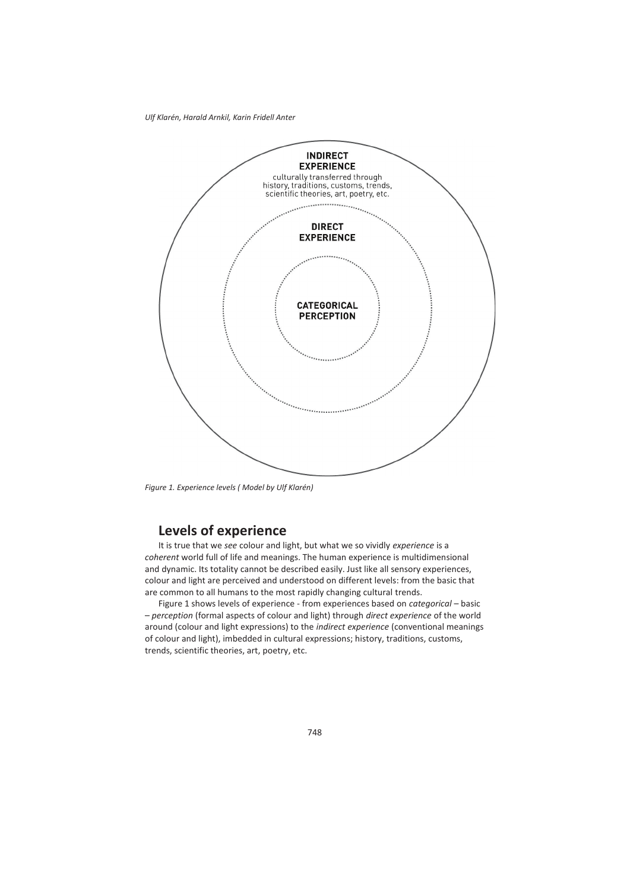INDIRECT EXPERIENCE
culturally transferred through history, traditions, customs, trends, scientific theories, art, poetry, etc.

DIRECT EXPERIENCE

CATEGORICAL PERCEPTION

*Figure 1. Experience levels ( Model by Ulf Klarén)*

## Levels of experience

It is true that we *see* colour and light, but what we so vividly *experience* is a *coherent* world full of life and meanings. The human experience is multidimensional and dynamic. Its totality cannot be described easily. Just like all sensory experiences, colour and light are perceived and understood on different levels: from the basic that are common to all humans to the most rapidly changing cultural trends.

Figure 1 shows levels of experience - from experiences based on *categorical* – basic – *perception* (formal aspects of colour and light) through *direct experience* of the world around (colour and light expressions) to the *indirect experience* (conventional meanings of colour and light), imbedded in cultural expressions; history, traditions, customs, trends, scientific theories, art, poetry, etc.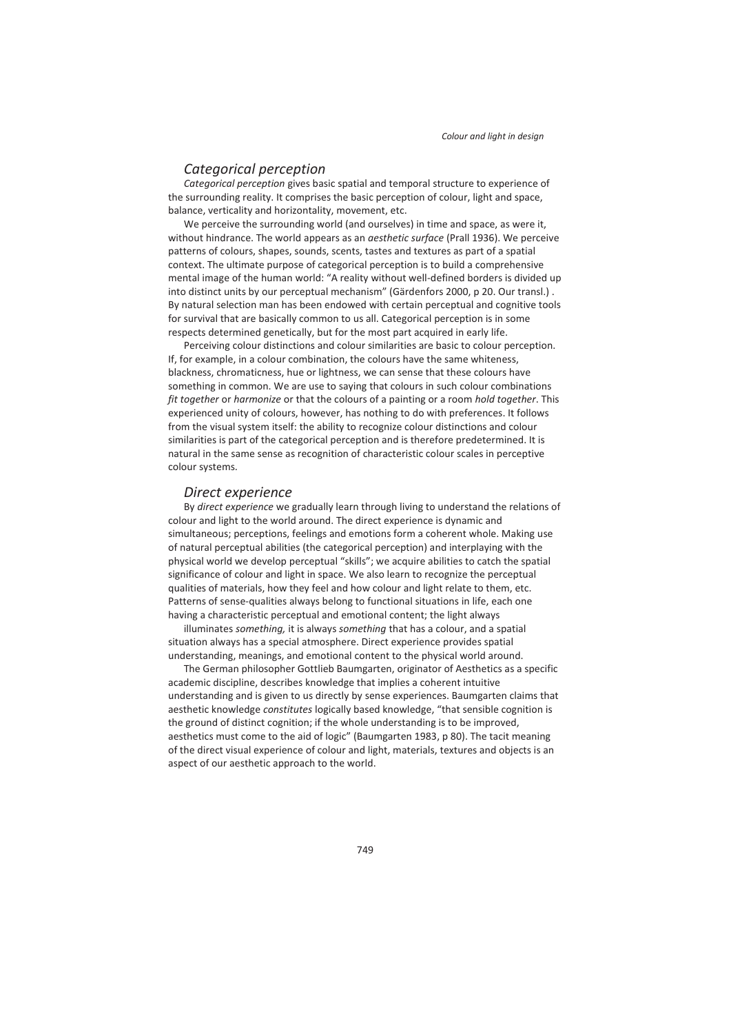## *Categorical perception*

*Categorical perception* gives basic spatial and temporal structure to experience of the surrounding reality. It comprises the basic perception of colour, light and space, balance, verticality and horizontality, movement, etc.

We perceive the surrounding world (and ourselves) in time and space, as were it, without hindrance. The world appears as an *aesthetic surface* (Prall 1936). We perceive patterns of colours, shapes, sounds, scents, tastes and textures as part of a spatial context. The ultimate purpose of categorical perception is to build a comprehensive mental image of the human world: "A reality without well-defined borders is divided up into distinct units by our perceptual mechanism" (Gärdenfors 2000, p 20. Our transl.) . By natural selection man has been endowed with certain perceptual and cognitive tools for survival that are basically common to us all. Categorical perception is in some respects determined genetically, but for the most part acquired in early life.

Perceiving colour distinctions and colour similarities are basic to colour perception. If, for example, in a colour combination, the colours have the same whiteness, blackness, chromaticness, hue or lightness, we can sense that these colours have something in common. We are use to saying that colours in such colour combinations *fit together* or *harmonize* or that the colours of a painting or a room *hold together*. This experienced unity of colours, however, has nothing to do with preferences. It follows from the visual system itself: the ability to recognize colour distinctions and colour similarities is part of the categorical perception and is therefore predetermined. It is natural in the same sense as recognition of characteristic colour scales in perceptive colour systems.

## *Direct experience*

By *direct experience* we gradually learn through living to understand the relations of colour and light to the world around. The direct experience is dynamic and simultaneous; perceptions, feelings and emotions form a coherent whole. Making use of natural perceptual abilities (the categorical perception) and interplaying with the physical world we develop perceptual "skills"; we acquire abilities to catch the spatial significance of colour and light in space. We also learn to recognize the perceptual qualities of materials, how they feel and how colour and light relate to them, etc. Patterns of sense-qualities always belong to functional situations in life, each one having a characteristic perceptual and emotional content; the light always illuminates *something,* it is always *something* that has a colour, and a spatial situation always has a special atmosphere. Direct experience provides spatial understanding, meanings, and emotional content to the physical world around.

The German philosopher Gottlieb Baumgarten, originator of Aesthetics as a specific academic discipline, describes knowledge that implies a coherent intuitive understanding and is given to us directly by sense experiences. Baumgarten claims that aesthetic knowledge *constitutes* logically based knowledge, "that sensible cognition is the ground of distinct cognition; if the whole understanding is to be improved, aesthetics must come to the aid of logic" (Baumgarten 1983, p 80). The tacit meaning of the direct visual experience of colour and light, materials, textures and objects is an aspect of our aesthetic approach to the world.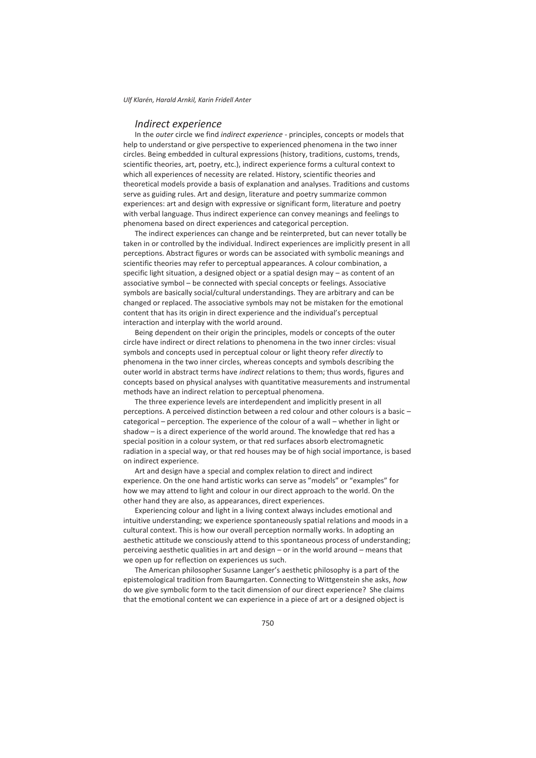## *Indirect experience*

In the *outer* circle we find *indirect experience* - principles, concepts or models that help to understand or give perspective to experienced phenomena in the two inner circles. Being embedded in cultural expressions (history, traditions, customs, trends, scientific theories, art, poetry, etc.), indirect experience forms a cultural context to which all experiences of necessity are related. History, scientific theories and theoretical models provide a basis of explanation and analyses. Traditions and customs serve as guiding rules. Art and design, literature and poetry summarize common experiences: art and design with expressive or significant form, literature and poetry with verbal language. Thus indirect experience can convey meanings and feelings to phenomena based on direct experiences and categorical perception.

The indirect experiences can change and be reinterpreted, but can never totally be taken in or controlled by the individual. Indirect experiences are implicitly present in all perceptions. Abstract figures or words can be associated with symbolic meanings and scientific theories may refer to perceptual appearances. A colour combination, a specific light situation, a designed object or a spatial design may – as content of an associative symbol – be connected with special concepts or feelings. Associative symbols are basically social/cultural understandings. They are arbitrary and can be changed or replaced. The associative symbols may not be mistaken for the emotional content that has its origin in direct experience and the individual's perceptual interaction and interplay with the world around.

Being dependent on their origin the principles, models or concepts of the outer circle have indirect or direct relations to phenomena in the two inner circles: visual symbols and concepts used in perceptual colour or light theory refer *directly* to phenomena in the two inner circles, whereas concepts and symbols describing the outer world in abstract terms have *indirect* relations to them; thus words, figures and concepts based on physical analyses with quantitative measurements and instrumental methods have an indirect relation to perceptual phenomena.

The three experience levels are interdependent and implicitly present in all perceptions. A perceived distinction between a red colour and other colours is a basic – categorical – perception. The experience of the colour of a wall – whether in light or shadow – is a direct experience of the world around. The knowledge that red has a special position in a colour system, or that red surfaces absorb electromagnetic radiation in a special way, or that red houses may be of high social importance, is based on indirect experience.

Art and design have a special and complex relation to direct and indirect experience. On the one hand artistic works can serve as "models" or "examples" for how we may attend to light and colour in our direct approach to the world. On the other hand they are also, as appearances, direct experiences.

Experiencing colour and light in a living context always includes emotional and intuitive understanding; we experience spontaneously spatial relations and moods in a cultural context. This is how our overall perception normally works. In adopting an aesthetic attitude we consciously attend to this spontaneous process of understanding; perceiving aesthetic qualities in art and design – or in the world around – means that we open up for reflection on experiences us such.

The American philosopher Susanne Langer's aesthetic philosophy is a part of the epistemological tradition from Baumgarten. Connecting to Wittgenstein she asks, *how* do we give symbolic form to the tacit dimension of our direct experience? She claims that the emotional content we can experience in a piece of art or a designed object is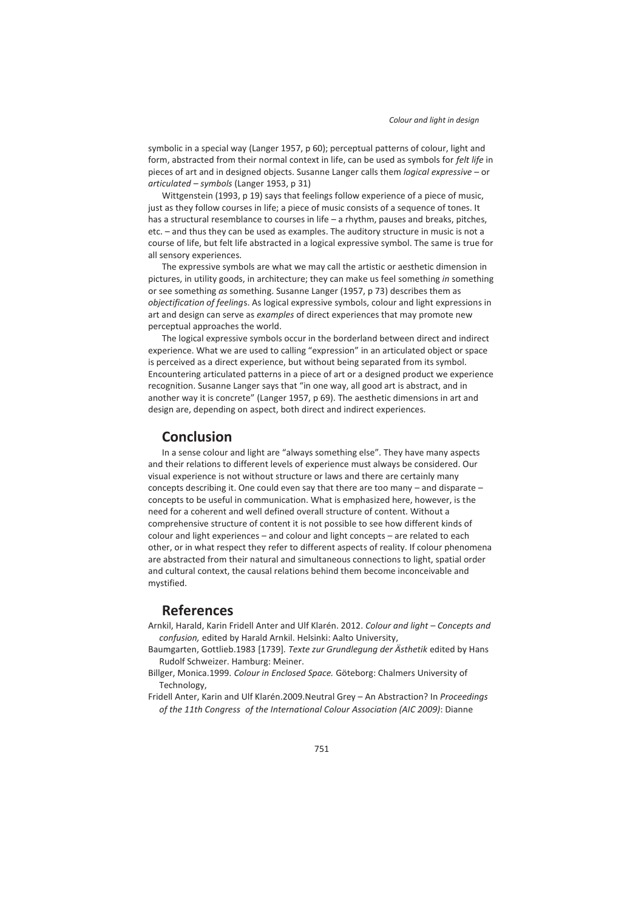symbolic in a special way (Langer 1957, p 60); perceptual patterns of colour, light and form, abstracted from their normal context in life, can be used as symbols for *felt life* in pieces of art and in designed objects. Susanne Langer calls them *logical expressive* – or *articulated – symbols* (Langer 1953, p 31)

Wittgenstein (1993, p 19) says that feelings follow experience of a piece of music, just as they follow courses in life; a piece of music consists of a sequence of tones. It has a structural resemblance to courses in life – a rhythm, pauses and breaks, pitches, etc. – and thus they can be used as examples. The auditory structure in music is not a course of life, but felt life abstracted in a logical expressive symbol. The same is true for all sensory experiences.

The expressive symbols are what we may call the artistic or aesthetic dimension in pictures, in utility goods, in architecture; they can make us feel something *in* something or see something *as* something. Susanne Langer (1957, p 73) describes them as *objectification of feeling*s. As logical expressive symbols, colour and light expressions in art and design can serve as *examples* of direct experiences that may promote new perceptual approaches the world.

The logical expressive symbols occur in the borderland between direct and indirect experience. What we are used to calling "expression" in an articulated object or space is perceived as a direct experience, but without being separated from its symbol. Encountering articulated patterns in a piece of art or a designed product we experience recognition. Susanne Langer says that "in one way, all good art is abstract, and in another way it is concrete" (Langer 1957, p 69). The aesthetic dimensions in art and design are, depending on aspect, both direct and indirect experiences.

## Conclusion

In a sense colour and light are "always something else". They have many aspects and their relations to different levels of experience must always be considered. Our visual experience is not without structure or laws and there are certainly many concepts describing it. One could even say that there are too many – and disparate – concepts to be useful in communication. What is emphasized here, however, is the need for a coherent and well defined overall structure of content. Without a comprehensive structure of content it is not possible to see how different kinds of colour and light experiences – and colour and light concepts – are related to each other, or in what respect they refer to different aspects of reality. If colour phenomena are abstracted from their natural and simultaneous connections to light, spatial order and cultural context, the causal relations behind them become inconceivable and mystified.

## References

Arnkil, Harald, Karin Fridell Anter and Ulf Klarén. 2012. *Colour and light – Concepts and confusion,* edited by Harald Arnkil. Helsinki: Aalto University,

Baumgarten, Gottlieb.1983 [1739]. *Texte zur Grundlegung der Ästhetik* edited by Hans Rudolf Schweizer. Hamburg: Meiner.

Billger, Monica.1999. *Colour in Enclosed Space.* Göteborg: Chalmers University of Technology,

Fridell Anter, Karin and Ulf Klarén.2009.Neutral Grey – An Abstraction? In *Proceedings of the 11th Congress of the International Colour Association (AIC 2009)*: Dianne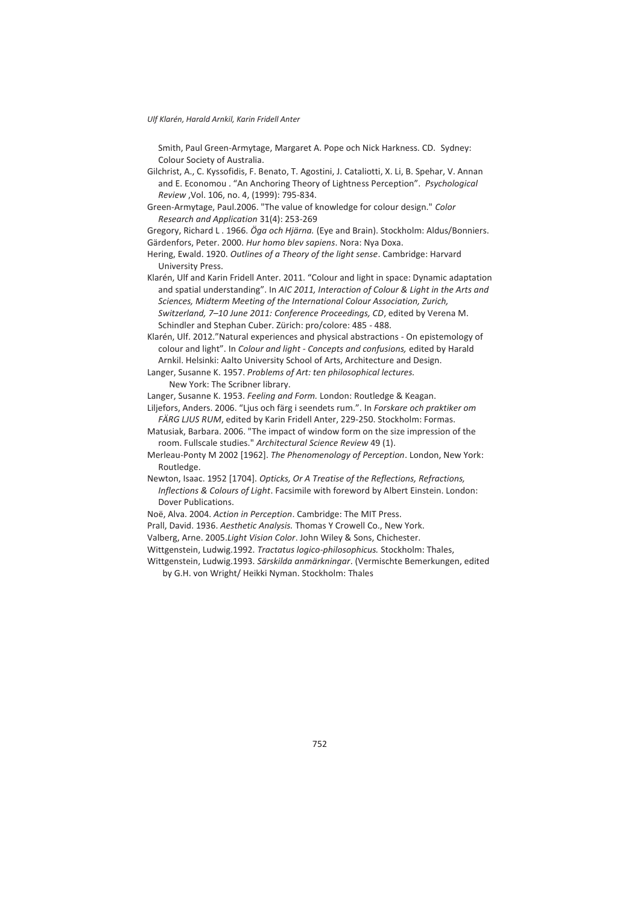Smith, Paul Green-Armytage, Margaret A. Pope och Nick Harkness. CD. Sydney: Colour Society of Australia.

Gilchrist, A., C. Kyssofidis, F. Benato, T. Agostini, J. Cataliotti, X. Li, B. Spehar, V. Annan and E. Economou . "An Anchoring Theory of Lightness Perception". *Psychological Review* ,Vol. 106, no. 4, (1999): 795-834.

Green-Armytage, Paul.2006. "The value of knowledge for colour design." *Color Research and Application* 31(4): 253-269

Gregory, Richard L . 1966. *Öga och Hjärna.* (Eye and Brain). Stockholm: Aldus/Bonniers.

Gärdenfors, Peter. 2000. *Hur homo blev sapiens*. Nora: Nya Doxa.

Hering, Ewald. 1920. *Outlines of a Theory of the light sense*. Cambridge: Harvard University Press.

Klarén, Ulf and Karin Fridell Anter. 2011. "Colour and light in space: Dynamic adaptation and spatial understanding". In *AIC 2011, Interaction of Colour & Light in the Arts and Sciences, Midterm Meeting of the International Colour Association, Zurich, Switzerland, 7–10 June 2011: Conference Proceedings, CD*, edited by Verena M. Schindler and Stephan Cuber. Zürich: pro/colore: 485 - 488.

Klarén, Ulf. 2012."Natural experiences and physical abstractions - On epistemology of colour and light". In *Colour and light - Concepts and confusions,* edited by Harald Arnkil. Helsinki: Aalto University School of Arts, Architecture and Design.

Langer, Susanne K. 1957. *Problems of Art: ten philosophical lectures.* New York: The Scribner library.

Langer, Susanne K. 1953. *Feeling and Form.* London: Routledge & Keagan.

Liljefors, Anders. 2006. "Ljus och färg i seendets rum.". In *Forskare och praktiker om FÄRG LJUS RUM*, edited by Karin Fridell Anter, 229-250. Stockholm: Formas.

Matusiak, Barbara. 2006. "The impact of window form on the size impression of the room. Fullscale studies." *Architectural Science Review* 49 (1).

Merleau-Ponty M 2002 [1962]. *The Phenomenology of Perception*. London, New York: Routledge.

Newton, Isaac. 1952 [1704]. *Opticks, Or A Treatise of the Reflections, Refractions, Inflections & Colours of Light*. Facsimile with foreword by Albert Einstein. London: Dover Publications.

Noë, Alva. 2004. *Action in Perception*. Cambridge: The MIT Press.

Prall, David. 1936. *Aesthetic Analysis.* Thomas Y Crowell Co., New York.

Valberg, Arne. 2005.*Light Vision Color*. John Wiley & Sons, Chichester.

Wittgenstein, Ludwig.1992. *Tractatus logico-philosophicus.* Stockholm: Thales,

Wittgenstein, Ludwig.1993. *Särskilda anmärkningar*. (Vermischte Bemerkungen, edited by G.H. von Wright/ Heikki Nyman. Stockholm: Thales